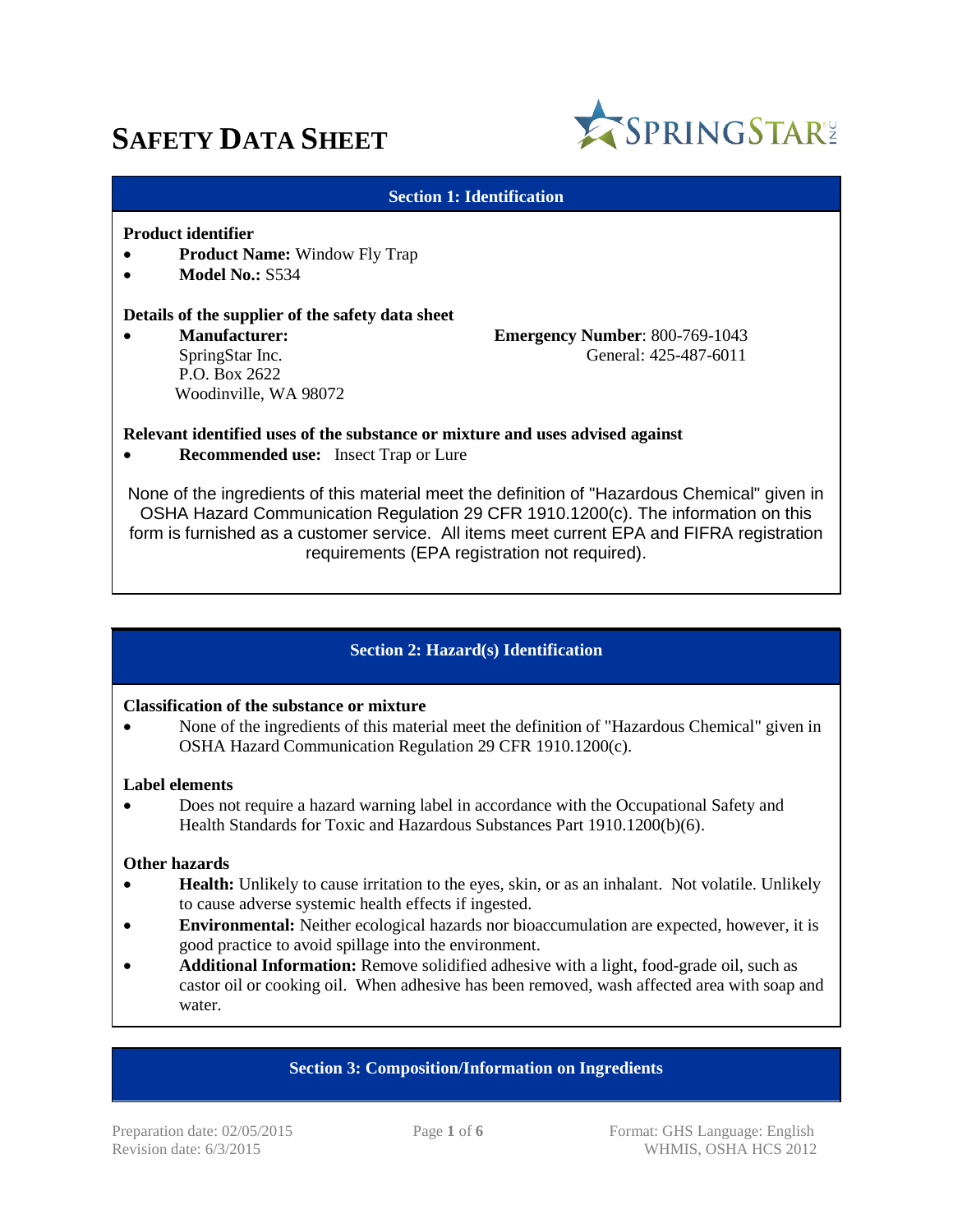# SAFETY DATA SHEET

SPRINGSTAR INC

## Section 1: Identification

**Product identifier**

- **Product Name:** Window Fly Trap
- **Model No.:** S534

**Details of the supplier of the safety data sheet**

- **Manufacturer:**
  SpringStar Inc.
  P.O. Box 2622
  Woodinville, WA 98072

**Emergency Number**: 800-769-1043
General: 425-487-6011

**Relevant identified uses of the substance or mixture and uses advised against**

- **Recommended use:** Insect Trap or Lure

None of the ingredients of this material meet the definition of "Hazardous Chemical" given in OSHA Hazard Communication Regulation 29 CFR 1910.1200(c). The information on this form is furnished as a customer service. All items meet current EPA and FIFRA registration requirements (EPA registration not required).

## Section 2: Hazard(s) Identification

**Classification of the substance or mixture**

- None of the ingredients of this material meet the definition of "Hazardous Chemical" given in OSHA Hazard Communication Regulation 29 CFR 1910.1200(c).

**Label elements**

- Does not require a hazard warning label in accordance with the Occupational Safety and Health Standards for Toxic and Hazardous Substances Part 1910.1200(b)(6).

**Other hazards**

- **Health:** Unlikely to cause irritation to the eyes, skin, or as an inhalant. Not volatile. Unlikely to cause adverse systemic health effects if ingested.
- **Environmental:** Neither ecological hazards nor bioaccumulation are expected, however, it is good practice to avoid spillage into the environment.
- **Additional Information:** Remove solidified adhesive with a light, food-grade oil, such as castor oil or cooking oil. When adhesive has been removed, wash affected area with soap and water.

## Section 3: Composition/Information on Ingredients

Preparation date: 02/05/2015
Revision date: 6/3/2015

Format: GHS Language: English
WHMIS, OSHA HCS 2012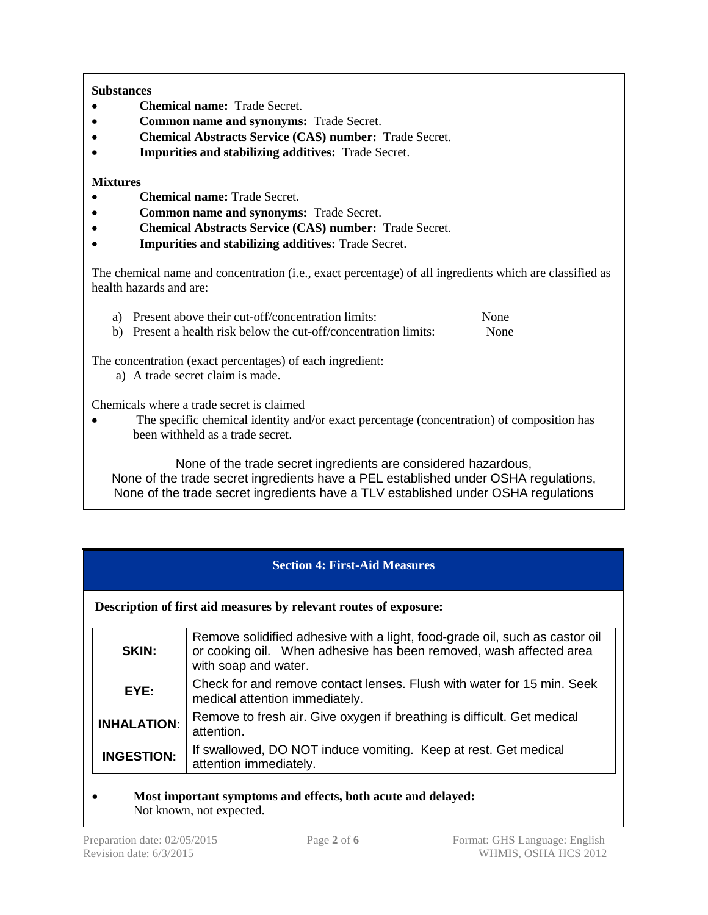**Substances**

- **Chemical name:** Trade Secret.
- **Common name and synonyms:** Trade Secret.
- **Chemical Abstracts Service (CAS) number:** Trade Secret.
- **Impurities and stabilizing additives:** Trade Secret.

**Mixtures**

- **Chemical name:** Trade Secret.
- **Common name and synonyms:** Trade Secret.
- **Chemical Abstracts Service (CAS) number:** Trade Secret.
- **Impurities and stabilizing additives:** Trade Secret.

The chemical name and concentration (i.e., exact percentage) of all ingredients which are classified as health hazards and are:

a) Present above their cut-off/concentration limits: None
b) Present a health risk below the cut-off/concentration limits: None

The concentration (exact percentages) of each ingredient:

a) A trade secret claim is made.

Chemicals where a trade secret is claimed

- The specific chemical identity and/or exact percentage (concentration) of composition has been withheld as a trade secret.

None of the trade secret ingredients are considered hazardous,
None of the trade secret ingredients have a PEL established under OSHA regulations,
None of the trade secret ingredients have a TLV established under OSHA regulations

## Section 4: First-Aid Measures

**Description of first aid measures by relevant routes of exposure:**

| | |
|---|---|
| **SKIN:** | Remove solidified adhesive with a light, food-grade oil, such as castor oil or cooking oil. When adhesive has been removed, wash affected area with soap and water. |
| **EYE:** | Check for and remove contact lenses. Flush with water for 15 min. Seek medical attention immediately. |
| **INHALATION:** | Remove to fresh air. Give oxygen if breathing is difficult. Get medical attention. |
| **INGESTION:** | If swallowed, DO NOT induce vomiting. Keep at rest. Get medical attention immediately. |

- **Most important symptoms and effects, both acute and delayed:**
  Not known, not expected.

Preparation date: 02/05/2015
Revision date: 6/3/2015

Format: GHS Language: English
WHMIS, OSHA HCS 2012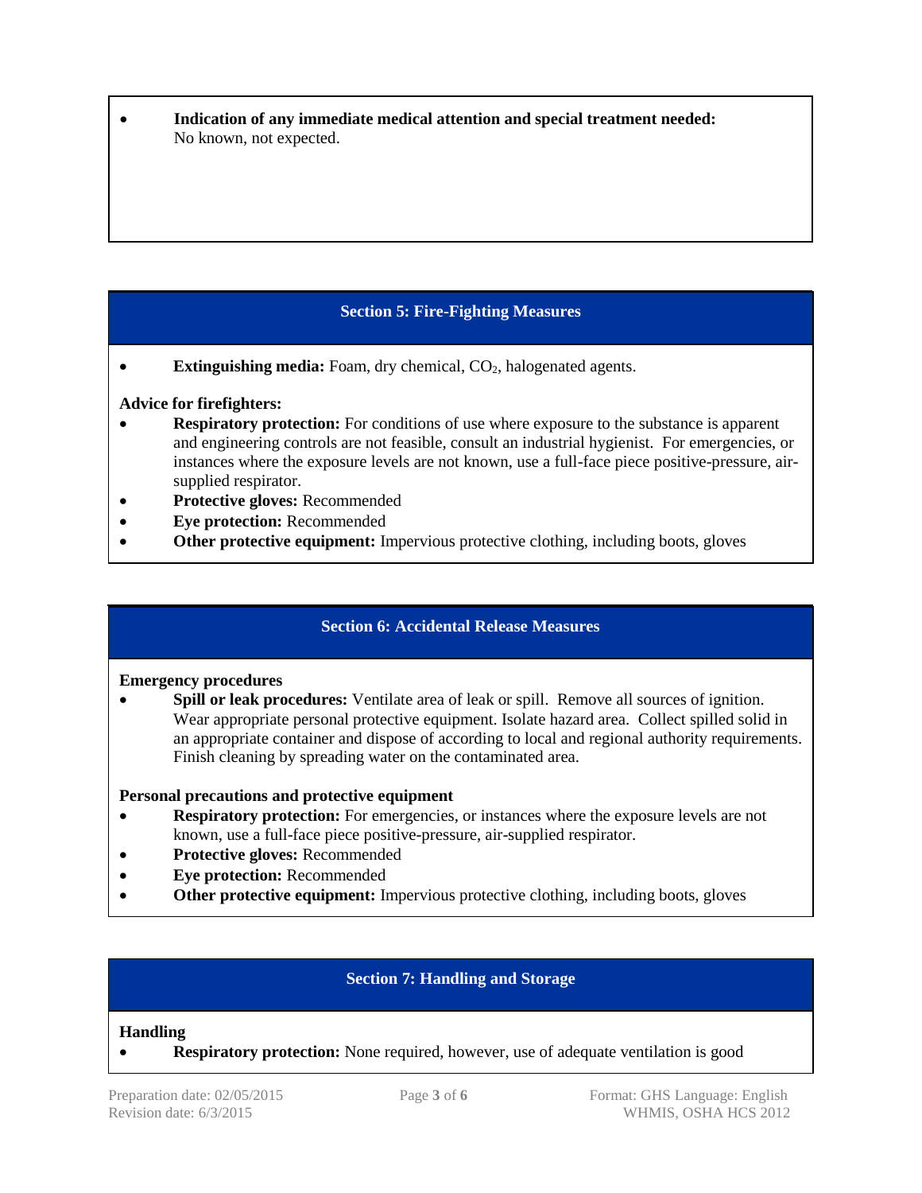- **Indication of any immediate medical attention and special treatment needed:** No known, not expected.

## Section 5: Fire-Fighting Measures

- **Extinguishing media:** Foam, dry chemical, $CO_2$, halogenated agents.

**Advice for firefighters:**

- **Respiratory protection:** For conditions of use where exposure to the substance is apparent and engineering controls are not feasible, consult an industrial hygienist. For emergencies, or instances where the exposure levels are not known, use a full-face piece positive-pressure, air-supplied respirator.
- **Protective gloves:** Recommended
- **Eye protection:** Recommended
- **Other protective equipment:** Impervious protective clothing, including boots, gloves

## Section 6: Accidental Release Measures

**Emergency procedures**

- **Spill or leak procedures:** Ventilate area of leak or spill. Remove all sources of ignition. Wear appropriate personal protective equipment. Isolate hazard area. Collect spilled solid in an appropriate container and dispose of according to local and regional authority requirements. Finish cleaning by spreading water on the contaminated area.

**Personal precautions and protective equipment**

- **Respiratory protection:** For emergencies, or instances where the exposure levels are not known, use a full-face piece positive-pressure, air-supplied respirator.
- **Protective gloves:** Recommended
- **Eye protection:** Recommended
- **Other protective equipment:** Impervious protective clothing, including boots, gloves

## Section 7: Handling and Storage

**Handling**

- **Respiratory protection:** None required, however, use of adequate ventilation is good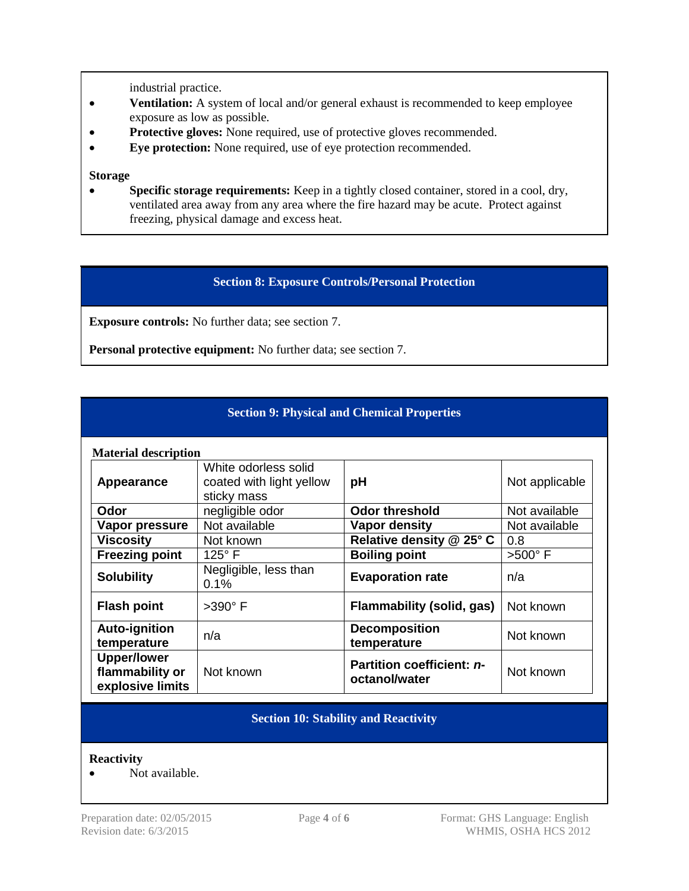industrial practice.

- **Ventilation:** A system of local and/or general exhaust is recommended to keep employee exposure as low as possible.
- **Protective gloves:** None required, use of protective gloves recommended.
- **Eye protection:** None required, use of eye protection recommended.

**Storage**

- **Specific storage requirements:** Keep in a tightly closed container, stored in a cool, dry, ventilated area away from any area where the fire hazard may be acute. Protect against freezing, physical damage and excess heat.

## Section 8: Exposure Controls/Personal Protection

**Exposure controls:** No further data; see section 7.

**Personal protective equipment:** No further data; see section 7.

## Section 9: Physical and Chemical Properties

**Material description**

| | | | |
|---|---|---|---|
| **Appearance** | White odorless solid coated with light yellow sticky mass | **pH** | Not applicable |
| **Odor** | negligible odor | **Odor threshold** | Not available |
| **Vapor pressure** | Not available | **Vapor density** | Not available |
| **Viscosity** | Not known | **Relative density @ 25° C** | 0.8 |
| **Freezing point** | 125° F | **Boiling point** | >500° F |
| **Solubility** | Negligible, less than 0.1% | **Evaporation rate** | n/a |
| **Flash point** | >390° F | **Flammability (solid, gas)** | Not known |
| **Auto-ignition temperature** | n/a | **Decomposition temperature** | Not known |
| **Upper/lower flammability or explosive limits** | Not known | **Partition coefficient: *n*-octanol/water** | Not known |

## Section 10: Stability and Reactivity

**Reactivity**

- Not available.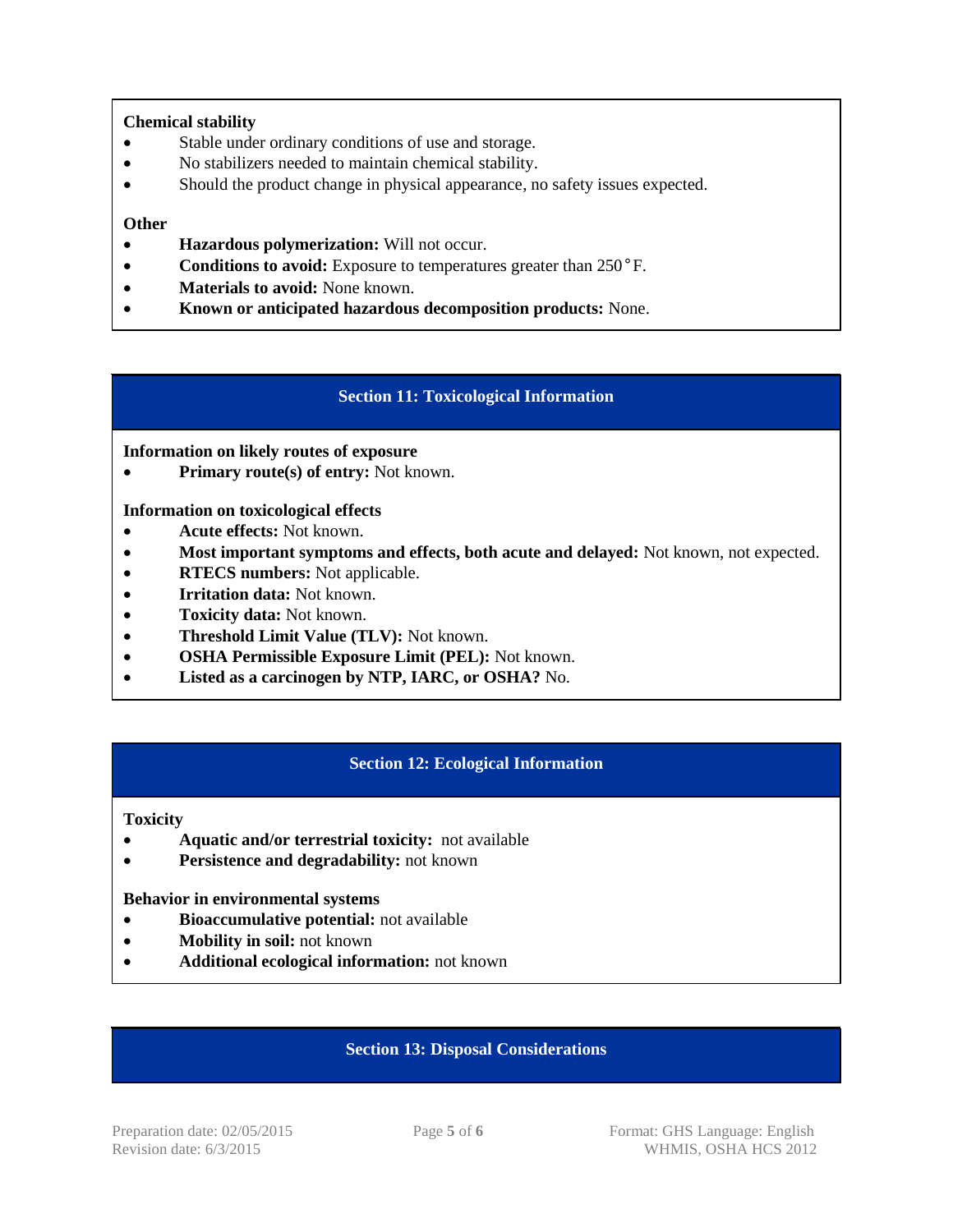**Chemical stability**

- Stable under ordinary conditions of use and storage.
- No stabilizers needed to maintain chemical stability.
- Should the product change in physical appearance, no safety issues expected.

**Other**

- **Hazardous polymerization:** Will not occur.
- **Conditions to avoid:** Exposure to temperatures greater than 250˚F.
- **Materials to avoid:** None known.
- **Known or anticipated hazardous decomposition products:** None.

## Section 11: Toxicological Information

**Information on likely routes of exposure**

- **Primary route(s) of entry:** Not known.

**Information on toxicological effects**

- **Acute effects:** Not known.
- **Most important symptoms and effects, both acute and delayed:** Not known, not expected.
- **RTECS numbers:** Not applicable.
- **Irritation data:** Not known.
- **Toxicity data:** Not known.
- **Threshold Limit Value (TLV):** Not known.
- **OSHA Permissible Exposure Limit (PEL):** Not known.
- **Listed as a carcinogen by NTP, IARC, or OSHA?** No.

## Section 12: Ecological Information

**Toxicity**

- **Aquatic and/or terrestrial toxicity:** not available
- **Persistence and degradability:** not known

**Behavior in environmental systems**

- **Bioaccumulative potential:** not available
- **Mobility in soil:** not known
- **Additional ecological information:** not known

## Section 13: Disposal Considerations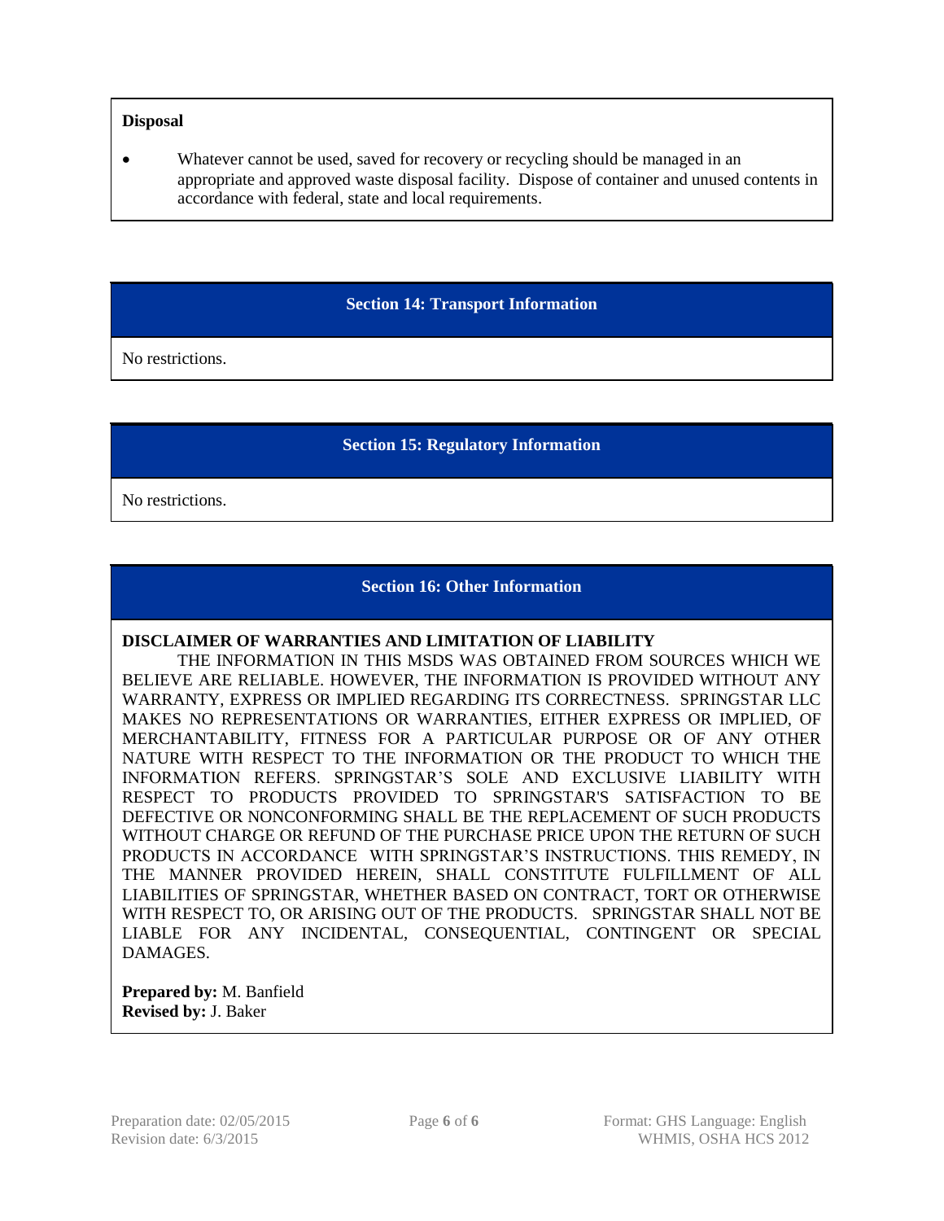**Disposal**

- Whatever cannot be used, saved for recovery or recycling should be managed in an appropriate and approved waste disposal facility. Dispose of container and unused contents in accordance with federal, state and local requirements.

## Section 14: Transport Information

No restrictions.

## Section 15: Regulatory Information

No restrictions.

## Section 16: Other Information

**DISCLAIMER OF WARRANTIES AND LIMITATION OF LIABILITY**

THE INFORMATION IN THIS MSDS WAS OBTAINED FROM SOURCES WHICH WE BELIEVE ARE RELIABLE. HOWEVER, THE INFORMATION IS PROVIDED WITHOUT ANY WARRANTY, EXPRESS OR IMPLIED REGARDING ITS CORRECTNESS. SPRINGSTAR LLC MAKES NO REPRESENTATIONS OR WARRANTIES, EITHER EXPRESS OR IMPLIED, OF MERCHANTABILITY, FITNESS FOR A PARTICULAR PURPOSE OR OF ANY OTHER NATURE WITH RESPECT TO THE INFORMATION OR THE PRODUCT TO WHICH THE INFORMATION REFERS. SPRINGSTAR'S SOLE AND EXCLUSIVE LIABILITY WITH RESPECT TO PRODUCTS PROVIDED TO SPRINGSTAR'S SATISFACTION TO BE DEFECTIVE OR NONCONFORMING SHALL BE THE REPLACEMENT OF SUCH PRODUCTS WITHOUT CHARGE OR REFUND OF THE PURCHASE PRICE UPON THE RETURN OF SUCH PRODUCTS IN ACCORDANCE WITH SPRINGSTAR'S INSTRUCTIONS. THIS REMEDY, IN THE MANNER PROVIDED HEREIN, SHALL CONSTITUTE FULFILLMENT OF ALL LIABILITIES OF SPRINGSTAR, WHETHER BASED ON CONTRACT, TORT OR OTHERWISE WITH RESPECT TO, OR ARISING OUT OF THE PRODUCTS. SPRINGSTAR SHALL NOT BE LIABLE FOR ANY INCIDENTAL, CONSEQUENTIAL, CONTINGENT OR SPECIAL DAMAGES.

**Prepared by:** M. Banfield
**Revised by:** J. Baker